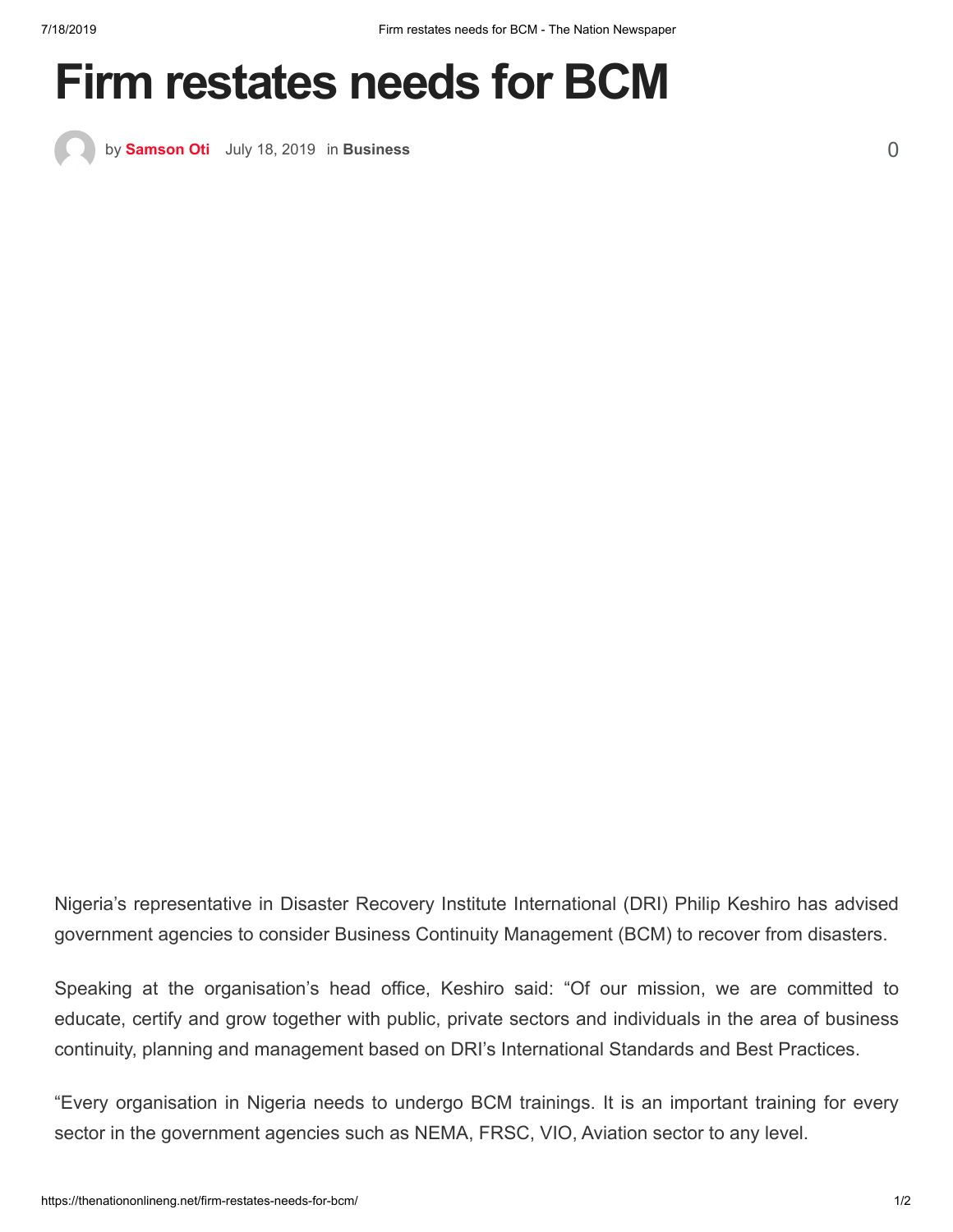# Firm restates needs for BCM

by **Samson Oti** July 18, 2019 in **Business** 0

Nigeria's representative in Disaster Recovery Institute International (DRI) Philip Keshiro has advised government agencies to consider Business Continuity Management (BCM) to recover from disasters.

Speaking at the organisation's head office, Keshiro said: "Of our mission, we are committed to educate, certify and grow together with public, private sectors and individuals in the area of business continuity, planning and management based on DRI's International Standards and Best Practices.

"Every organisation in Nigeria needs to undergo BCM trainings. It is an important training for every sector in the government agencies such as NEMA, FRSC, VIO, Aviation sector to any level.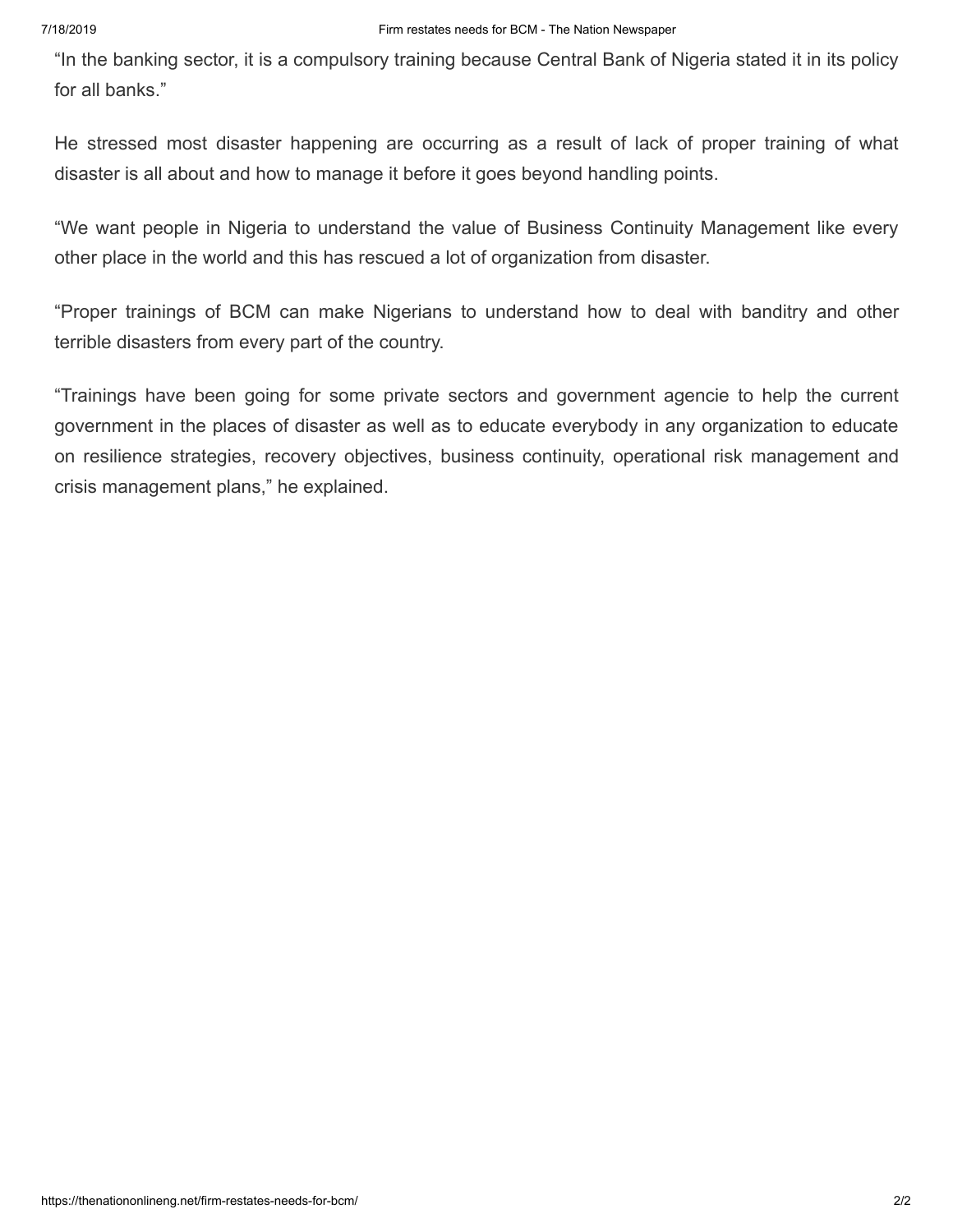"In the banking sector, it is a compulsory training because Central Bank of Nigeria stated it in its policy for all banks."

He stressed most disaster happening are occurring as a result of lack of proper training of what disaster is all about and how to manage it before it goes beyond handling points.

"We want people in Nigeria to understand the value of Business Continuity Management like every other place in the world and this has rescued a lot of organization from disaster.

"Proper trainings of BCM can make Nigerians to understand how to deal with banditry and other terrible disasters from every part of the country.

"Trainings have been going for some private sectors and government agencie to help the current government in the places of disaster as well as to educate everybody in any organization to educate on resilience strategies, recovery objectives, business continuity, operational risk management and crisis management plans," he explained.